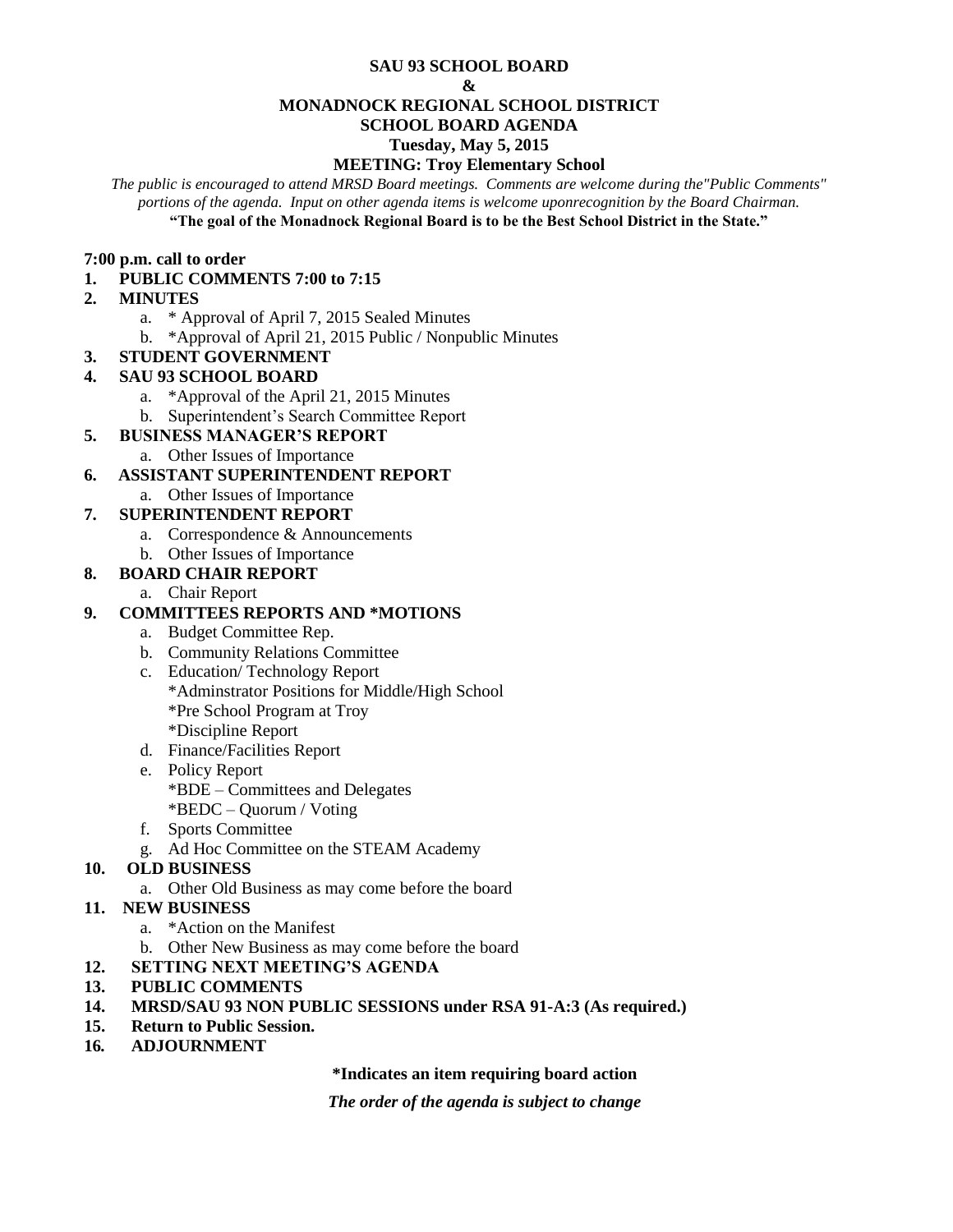# SAU 93 SCHOOL BOARD

**&**

# MONADNOCK REGIONAL SCHOOL DISTRICT
## SCHOOL BOARD AGENDA
### Tuesday, May 5, 2015
### MEETING: Troy Elementary School

*The public is encouraged to attend MRSD Board meetings. Comments are welcome during the"Public Comments" portions of the agenda. Input on other agenda items is welcome uponrecognition by the Board Chairman.*

**"The goal of the Monadnock Regional Board is to be the Best School District in the State."**

**7:00 p.m. call to order**

1. **PUBLIC COMMENTS 7:00 to 7:15**
2. **MINUTES**
   a. * Approval of April 7, 2015 Sealed Minutes
   b. *Approval of April 21, 2015 Public / Nonpublic Minutes
3. **STUDENT GOVERNMENT**
4. **SAU 93 SCHOOL BOARD**
   a. *Approval of the April 21, 2015 Minutes
   b. Superintendent's Search Committee Report
5. **BUSINESS MANAGER'S REPORT**
   a. Other Issues of Importance
6. **ASSISTANT SUPERINTENDENT REPORT**
   a. Other Issues of Importance
7. **SUPERINTENDENT REPORT**
   a. Correspondence & Announcements
   b. Other Issues of Importance
8. **BOARD CHAIR REPORT**
   a. Chair Report
9. **COMMITTEES REPORTS AND *MOTIONS**
   a. Budget Committee Rep.
   b. Community Relations Committee
   c. Education/ Technology Report
      *Adminstrator Positions for Middle/High School
      *Pre School Program at Troy
      *Discipline Report
   d. Finance/Facilities Report
   e. Policy Report
      *BDE – Committees and Delegates
      *BEDC – Quorum / Voting
   f. Sports Committee
   g. Ad Hoc Committee on the STEAM Academy
10. **OLD BUSINESS**
    a. Other Old Business as may come before the board
11. **NEW BUSINESS**
    a. *Action on the Manifest
    b. Other New Business as may come before the board
12. **SETTING NEXT MEETING'S AGENDA**
13. **PUBLIC COMMENTS**
14. **MRSD/SAU 93 NON PUBLIC SESSIONS under RSA 91-A:3 (As required.)**
15. **Return to Public Session.**
16. **ADJOURNMENT**

**\*Indicates an item requiring board action**

***The order of the agenda is subject to change***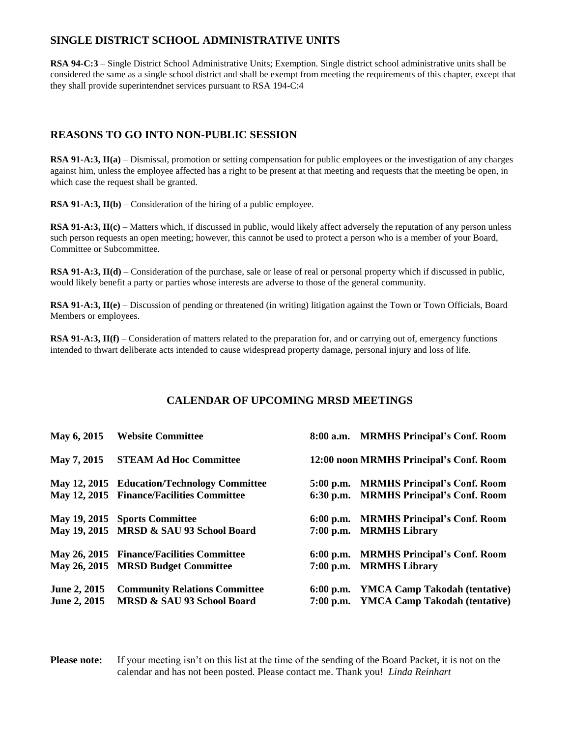## SINGLE DISTRICT SCHOOL ADMINISTRATIVE UNITS

**RSA 94-C:3** – Single District School Administrative Units; Exemption. Single district school administrative units shall be considered the same as a single school district and shall be exempt from meeting the requirements of this chapter, except that they shall provide superintendnet services pursuant to RSA 194-C:4

## REASONS TO GO INTO NON-PUBLIC SESSION

**RSA 91-A:3, II(a)** – Dismissal, promotion or setting compensation for public employees or the investigation of any charges against him, unless the employee affected has a right to be present at that meeting and requests that the meeting be open, in which case the request shall be granted.

**RSA 91-A:3, II(b)** – Consideration of the hiring of a public employee.

**RSA 91-A:3, II(c)** – Matters which, if discussed in public, would likely affect adversely the reputation of any person unless such person requests an open meeting; however, this cannot be used to protect a person who is a member of your Board, Committee or Subcommittee.

**RSA 91-A:3, II(d)** – Consideration of the purchase, sale or lease of real or personal property which if discussed in public, would likely benefit a party or parties whose interests are adverse to those of the general community.

**RSA 91-A:3, II(e)** – Discussion of pending or threatened (in writing) litigation against the Town or Town Officials, Board Members or employees.

**RSA 91-A:3, II(f)** – Consideration of matters related to the preparation for, and or carrying out of, emergency functions intended to thwart deliberate acts intended to cause widespread property damage, personal injury and loss of life.

## CALENDAR OF UPCOMING MRSD MEETINGS

| | | | |
|---|---|---|---|
| **May 6, 2015** | **Website Committee** | **8:00 a.m.** | **MRMHS Principal's Conf. Room** |
| **May 7, 2015** | **STEAM Ad Hoc Committee** | **12:00 noon** | **MRMHS Principal's Conf. Room** |
| **May 12, 2015** | **Education/Technology Committee** | **5:00 p.m.** | **MRMHS Principal's Conf. Room** |
| **May 12, 2015** | **Finance/Facilities Committee** | **6:30 p.m.** | **MRMHS Principal's Conf. Room** |
| **May 19, 2015** | **Sports Committee** | **6:00 p.m.** | **MRMHS Principal's Conf. Room** |
| **May 19, 2015** | **MRSD & SAU 93 School Board** | **7:00 p.m.** | **MRMHS Library** |
| **May 26, 2015** | **Finance/Facilities Committee** | **6:00 p.m.** | **MRMHS Principal's Conf. Room** |
| **May 26, 2015** | **MRSD Budget Committee** | **7:00 p.m.** | **MRMHS Library** |
| **June 2, 2015** | **Community Relations Committee** | **6:00 p.m.** | **YMCA Camp Takodah (tentative)** |
| **June 2, 2015** | **MRSD & SAU 93 School Board** | **7:00 p.m.** | **YMCA Camp Takodah (tentative)** |

**Please note:** If your meeting isn't on this list at the time of the sending of the Board Packet, it is not on the calendar and has not been posted. Please contact me. Thank you! *Linda Reinhart*